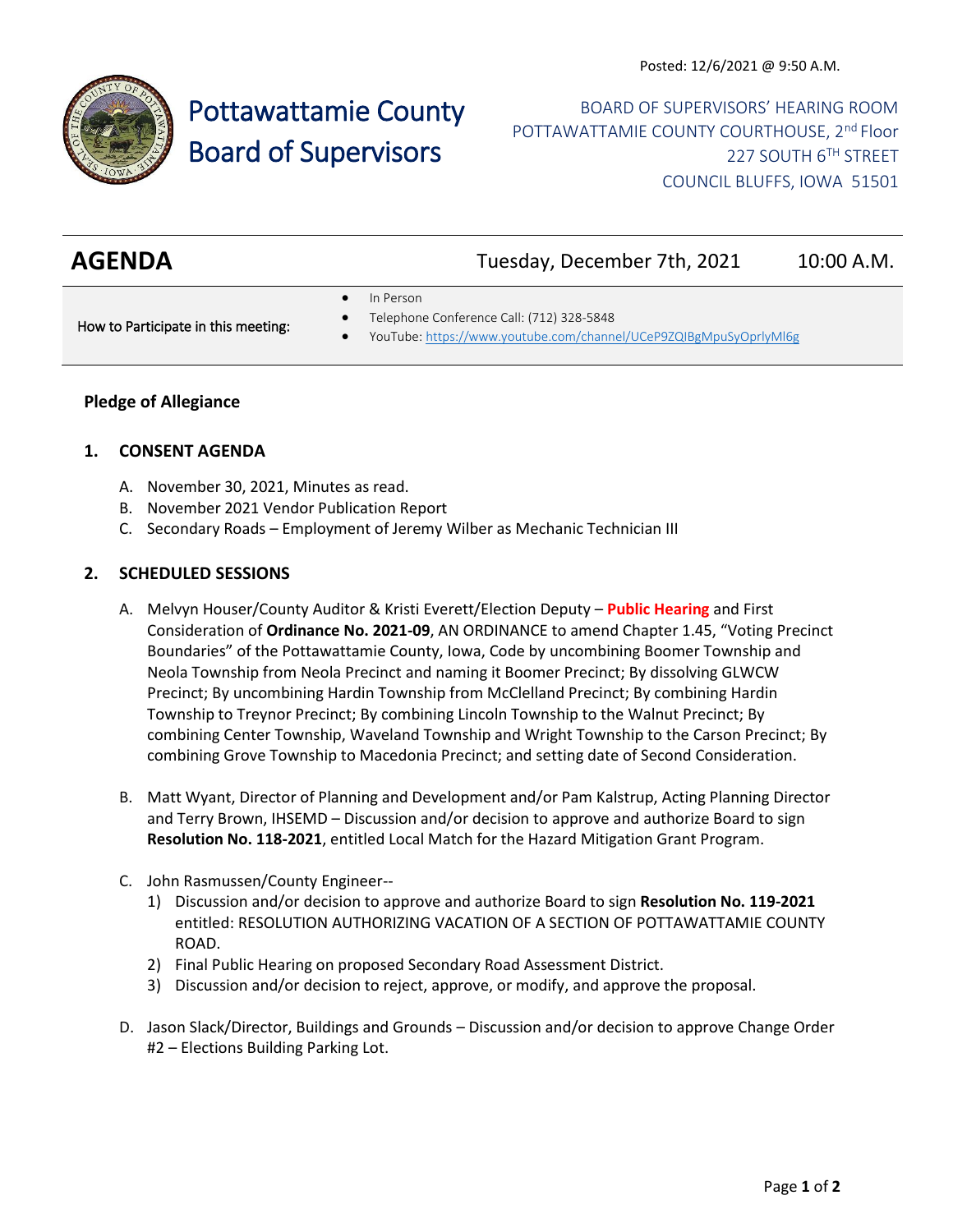Posted: 12/6/2021 @ 9:50 A.M.

# Pottawattamie County Board of Supervisors

BOARD OF SUPERVISORS' HEARING ROOM
POTTAWATTAMIE COUNTY COURTHOUSE, 2nd Floor
227 SOUTH 6TH STREET
COUNCIL BLUFFS, IOWA 51501

## AGENDA

Tuesday, December 7th, 2021 10:00 A.M.

How to Participate in this meeting:

- In Person
- Telephone Conference Call: (712) 328-5848
- YouTube: https://www.youtube.com/channel/UCeP9ZQIBgMpuSyOprlyMl6g

### Pledge of Allegiance

### 1. CONSENT AGENDA

A. November 30, 2021, Minutes as read.
B. November 2021 Vendor Publication Report
C. Secondary Roads – Employment of Jeremy Wilber as Mechanic Technician III

### 2. SCHEDULED SESSIONS

A. Melvyn Houser/County Auditor & Kristi Everett/Election Deputy – **Public Hearing** and First Consideration of **Ordinance No. 2021-09**, AN ORDINANCE to amend Chapter 1.45, "Voting Precinct Boundaries" of the Pottawattamie County, Iowa, Code by uncombining Boomer Township and Neola Township from Neola Precinct and naming it Boomer Precinct; By dissolving GLWCW Precinct; By uncombining Hardin Township from McClelland Precinct; By combining Hardin Township to Treynor Precinct; By combining Lincoln Township to the Walnut Precinct; By combining Center Township, Waveland Township and Wright Township to the Carson Precinct; By combining Grove Township to Macedonia Precinct; and setting date of Second Consideration.

B. Matt Wyant, Director of Planning and Development and/or Pam Kalstrup, Acting Planning Director and Terry Brown, IHSEMD – Discussion and/or decision to approve and authorize Board to sign **Resolution No. 118-2021**, entitled Local Match for the Hazard Mitigation Grant Program.

C. John Rasmussen/County Engineer--
   1) Discussion and/or decision to approve and authorize Board to sign **Resolution No. 119-2021** entitled: RESOLUTION AUTHORIZING VACATION OF A SECTION OF POTTAWATTAMIE COUNTY ROAD.
   2) Final Public Hearing on proposed Secondary Road Assessment District.
   3) Discussion and/or decision to reject, approve, or modify, and approve the proposal.

D. Jason Slack/Director, Buildings and Grounds – Discussion and/or decision to approve Change Order #2 – Elections Building Parking Lot.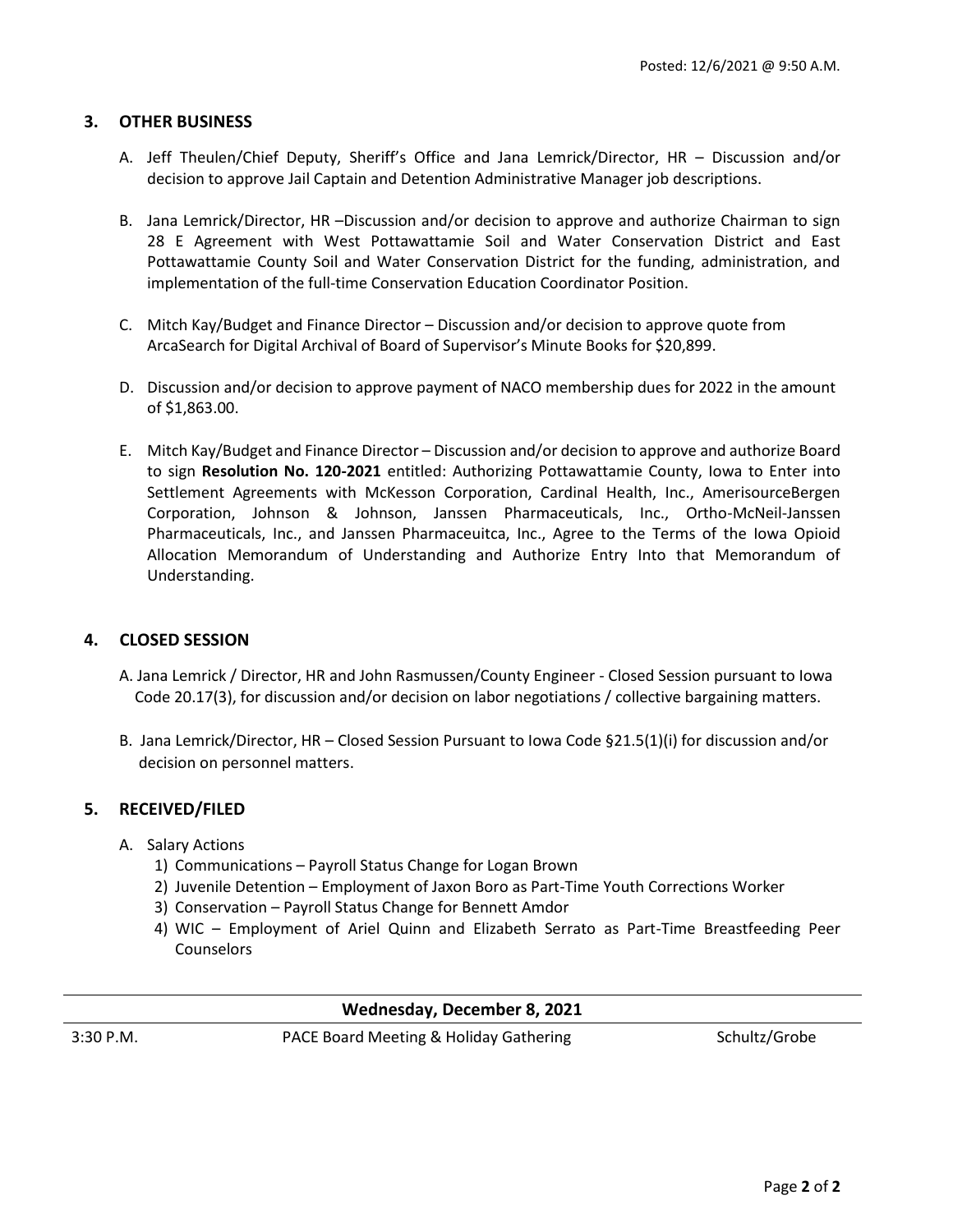Posted: 12/6/2021 @ 9:50 A.M.

## 3. OTHER BUSINESS

A. Jeff Theulen/Chief Deputy, Sheriff's Office and Jana Lemrick/Director, HR – Discussion and/or decision to approve Jail Captain and Detention Administrative Manager job descriptions.

B. Jana Lemrick/Director, HR –Discussion and/or decision to approve and authorize Chairman to sign 28 E Agreement with West Pottawattamie Soil and Water Conservation District and East Pottawattamie County Soil and Water Conservation District for the funding, administration, and implementation of the full-time Conservation Education Coordinator Position.

C. Mitch Kay/Budget and Finance Director – Discussion and/or decision to approve quote from ArcaSearch for Digital Archival of Board of Supervisor's Minute Books for $20,899.

D. Discussion and/or decision to approve payment of NACO membership dues for 2022 in the amount of $1,863.00.

E. Mitch Kay/Budget and Finance Director – Discussion and/or decision to approve and authorize Board to sign **Resolution No. 120-2021** entitled: Authorizing Pottawattamie County, Iowa to Enter into Settlement Agreements with McKesson Corporation, Cardinal Health, Inc., AmerisourceBergen Corporation, Johnson & Johnson, Janssen Pharmaceuticals, Inc., Ortho-McNeil-Janssen Pharmaceuticals, Inc., and Janssen Pharmaceuitca, Inc., Agree to the Terms of the Iowa Opioid Allocation Memorandum of Understanding and Authorize Entry Into that Memorandum of Understanding.

## 4. CLOSED SESSION

A. Jana Lemrick / Director, HR and John Rasmussen/County Engineer - Closed Session pursuant to Iowa Code 20.17(3), for discussion and/or decision on labor negotiations / collective bargaining matters.

B. Jana Lemrick/Director, HR – Closed Session Pursuant to Iowa Code §21.5(1)(i) for discussion and/or decision on personnel matters.

## 5. RECEIVED/FILED

A. Salary Actions
   1) Communications – Payroll Status Change for Logan Brown
   2) Juvenile Detention – Employment of Jaxon Boro as Part-Time Youth Corrections Worker
   3) Conservation – Payroll Status Change for Bennett Amdor
   4) WIC – Employment of Ariel Quinn and Elizabeth Serrato as Part-Time Breastfeeding Peer Counselors

**Wednesday, December 8, 2021**

| | | |
|---|---|---|
| 3:30 P.M. | PACE Board Meeting & Holiday Gathering | Schultz/Grobe |